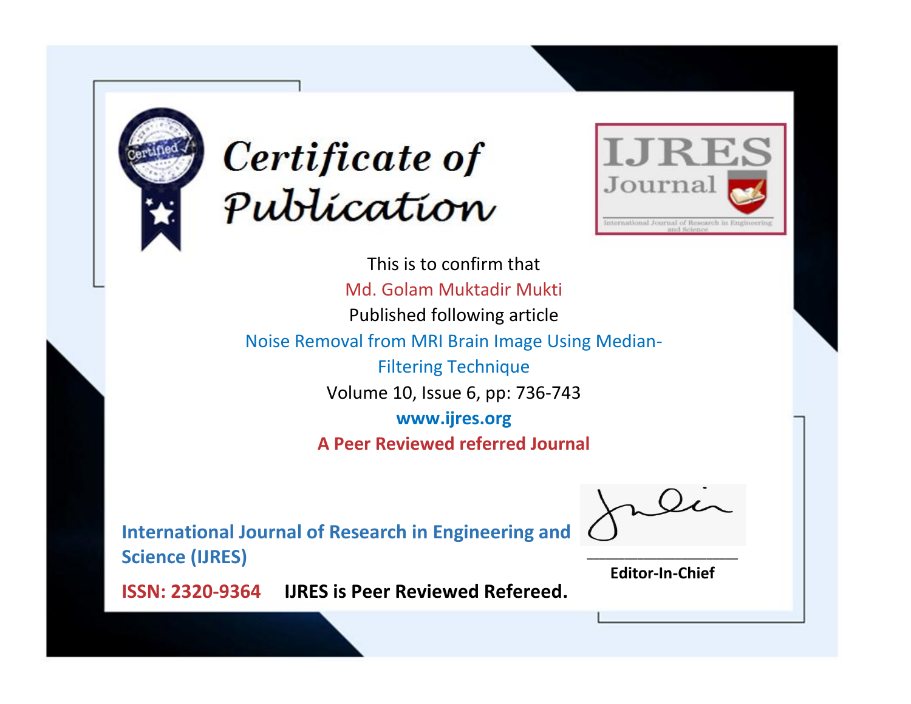# Certificate of Publication

IJRES Journal

International Journal of Research in Engineering and Science

This is to confirm that

Md. Golam Muktadir Mukti

Published following article

Noise Removal from MRI Brain Image Using Median-Filtering Technique

Volume 10, Issue 6, pp: 736-743

**www.ijres.org**

**A Peer Reviewed referred Journal**

**International Journal of Research in Engineering and Science (IJRES)**

**ISSN: 2320-9364** **IJRES is Peer Reviewed Refereed.**

**Editor-In-Chief**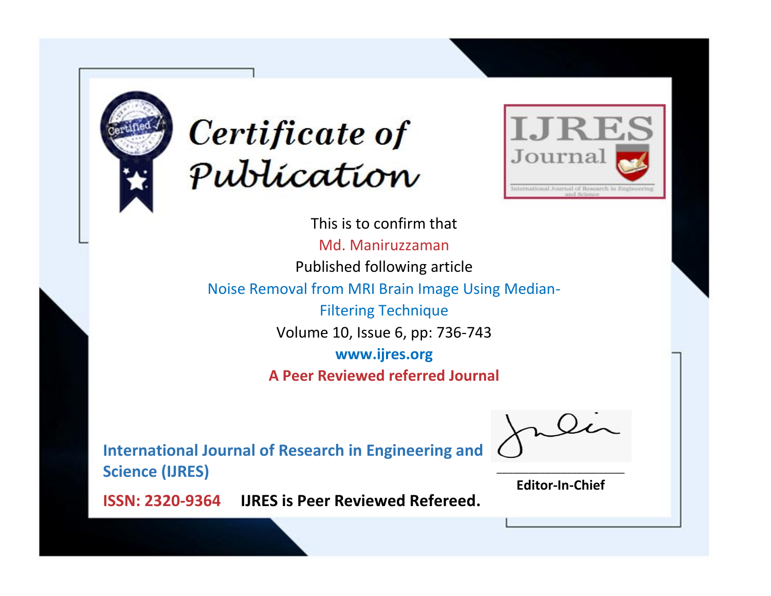# Certificate of Publication

IJRES Journal

International Journal of Research in Engineering and Science

This is to confirm that

Md. Maniruzzaman

Published following article

Noise Removal from MRI Brain Image Using Median-Filtering Technique

Volume 10, Issue 6, pp: 736-743

**www.ijres.org**

**A Peer Reviewed referred Journal**

**International Journal of Research in Engineering and Science (IJRES)**

**ISSN: 2320-9364** **IJRES is Peer Reviewed Refereed.**

**Editor-In-Chief**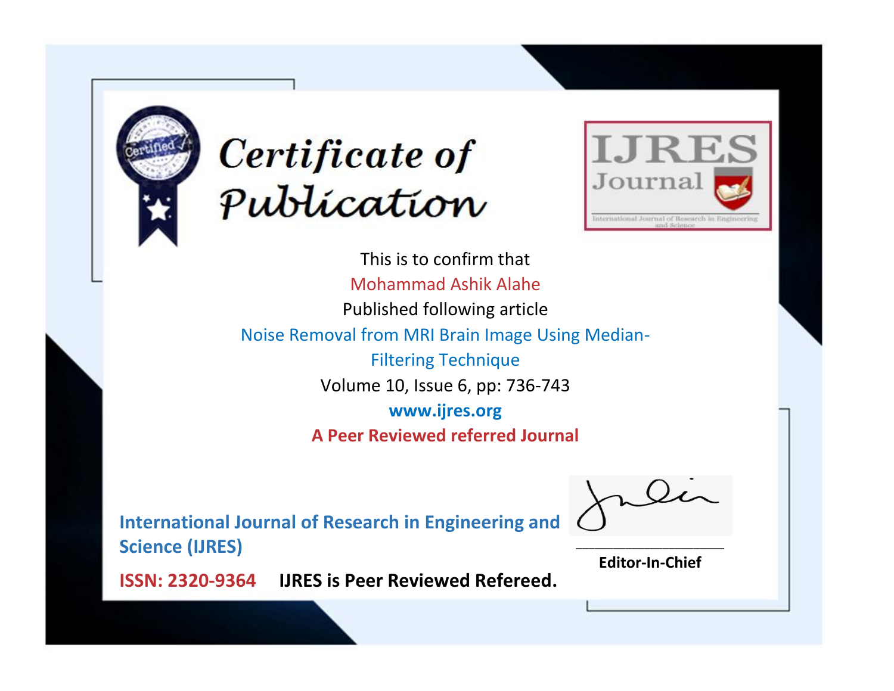# Certificate of Publication

**IJRES Journal**

International Journal of Research in Engineering and Science

This is to confirm that

Mohammad Ashik Alahe

Published following article

Noise Removal from MRI Brain Image Using Median-Filtering Technique

Volume 10, Issue 6, pp: 736-743

**www.ijres.org**

**A Peer Reviewed referred Journal**

**International Journal of Research in Engineering and Science (IJRES)**

**ISSN: 2320-9364** **IJRES is Peer Reviewed Refereed.**

**Editor-In-Chief**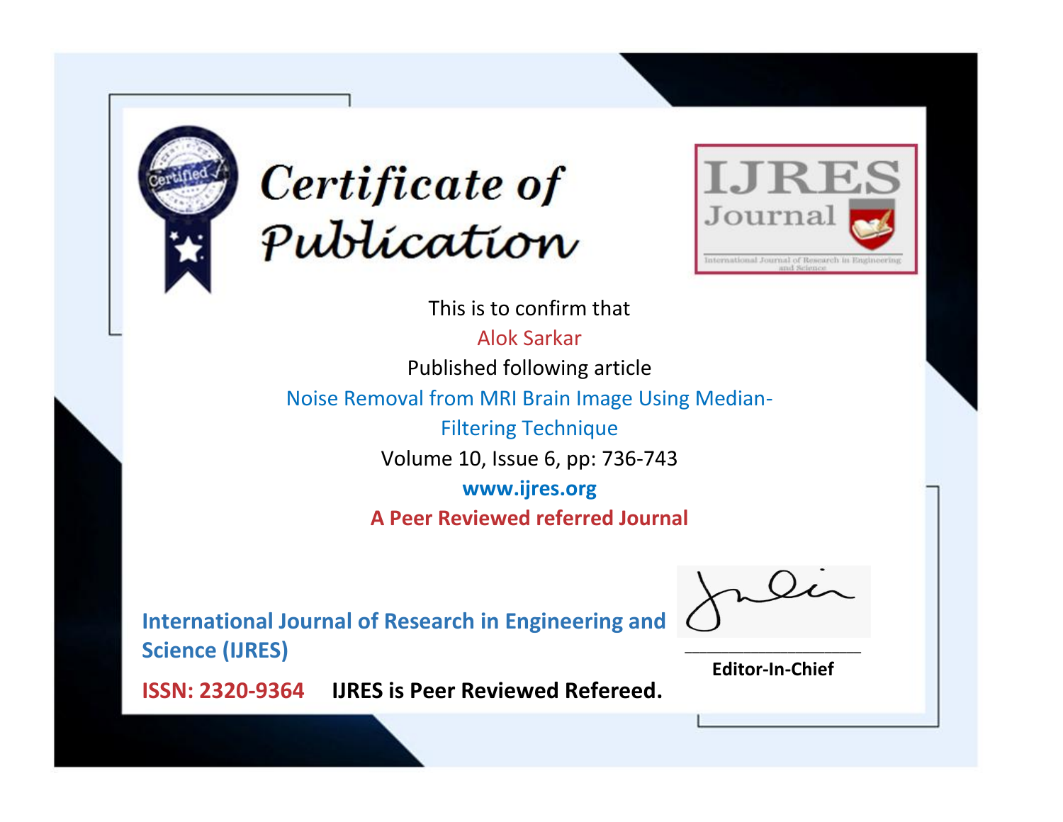# Certificate of Publication

IJRES Journal

International Journal of Research in Engineering and Science

This is to confirm that

Alok Sarkar

Published following article

Noise Removal from MRI Brain Image Using Median-Filtering Technique

Volume 10, Issue 6, pp: 736-743

**www.ijres.org**

**A Peer Reviewed referred Journal**

**International Journal of Research in Engineering and Science (IJRES)**

**ISSN: 2320-9364** **IJRES is Peer Reviewed Refereed.**

**Editor-In-Chief**